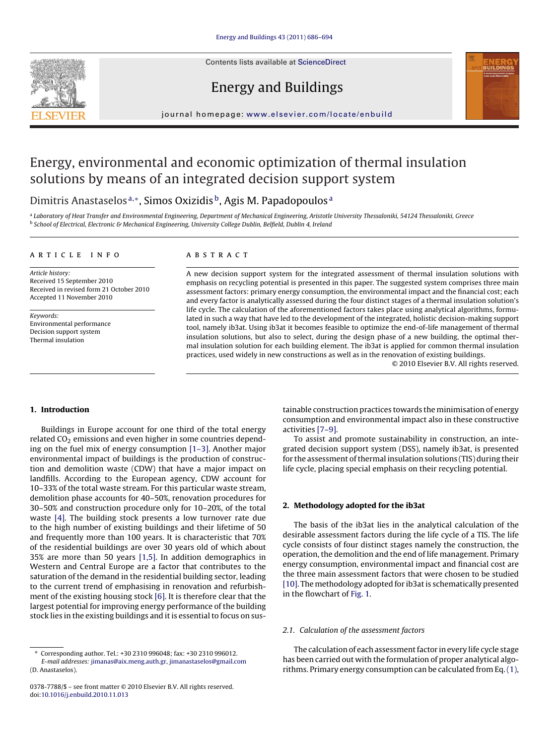# Energy, environmental and economic optimization of thermal insulation solutions by means of an integrated decision support system

Dimitris Anastaselos[a,*], Simos Oxizidis[b], Agis M. Papadopoulos[a]

[a] Laboratory of Heat Transfer and Environmental Engineering, Department of Mechanical Engineering, Aristotle University Thessaloniki, 54124 Thessaloniki, Greece
[b] School of Electrical, Electronic & Mechanical Engineering, University College Dublin, Belfield, Dublin 4, Ireland

**ARTICLE INFO**

*Article history:*
Received 15 September 2010
Received in revised form 21 October 2010
Accepted 11 November 2010

*Keywords:*
Environmental performance
Decision support system
Thermal insulation

**ABSTRACT**

A new decision support system for the integrated assessment of thermal insulation solutions with emphasis on recycling potential is presented in this paper. The suggested system comprises three main assessment factors: primary energy consumption, the environmental impact and the financial cost; each and every factor is analytically assessed during the four distinct stages of a thermal insulation solution's life cycle. The calculation of the aforementioned factors takes place using analytical algorithms, formulated in such a way that have led to the development of the integrated, holistic decision-making support tool, namely ib3at. Using ib3at it becomes feasible to optimize the end-of-life management of thermal insulation solutions, but also to select, during the design phase of a new building, the optimal thermal insulation solution for each building element. The ib3at is applied for common thermal insulation practices, used widely in new constructions as well as in the renovation of existing buildings.

© 2010 Elsevier B.V. All rights reserved.

## 1. Introduction

Buildings in Europe account for one third of the total energy related $CO_2$ emissions and even higher in some countries depending on the fuel mix of energy consumption [1–3]. Another major environmental impact of buildings is the production of construction and demolition waste (CDW) that have a major impact on landfills. According to the European agency, CDW account for 10–33% of the total waste stream. For this particular waste stream, demolition phase accounts for 40–50%, renovation procedures for 30–50% and construction procedure only for 10–20%, of the total waste [4]. The building stock presents a low turnover rate due to the high number of existing buildings and their lifetime of 50 and frequently more than 100 years. It is characteristic that 70% of the residential buildings are over 30 years old of which about 35% are more than 50 years [1,5]. In addition demographics in Western and Central Europe are a factor that contributes to the saturation of the demand in the residential building sector, leading to the current trend of emphasising in renovation and refurbishment of the existing housing stock [6]. It is therefore clear that the largest potential for improving energy performance of the building stock lies in the existing buildings and it is essential to focus on sustainable construction practices towards the minimisation of energy consumption and environmental impact also in these constructive activities [7–9].

To assist and promote sustainability in construction, an integrated decision support system (DSS), namely ib3at, is presented for the assessment of thermal insulation solutions (TIS) during their life cycle, placing special emphasis on their recycling potential.

## 2. Methodology adopted for the ib3at

The basis of the ib3at lies in the analytical calculation of the desirable assessment factors during the life cycle of a TIS. The life cycle consists of four distinct stages namely the construction, the operation, the demolition and the end of life management. Primary energy consumption, environmental impact and financial cost are the three main assessment factors that were chosen to be studied [10]. The methodology adopted for ib3at is schematically presented in the flowchart of Fig. 1.

### 2.1. Calculation of the assessment factors

The calculation of each assessment factor in every life cycle stage has been carried out with the formulation of proper analytical algorithms. Primary energy consumption can be calculated from Eq. (1),

---

* Corresponding author. Tel.: +30 2310 996048; fax: +30 2310 996012.
*E-mail addresses:* jimanas@aix.meng.auth.gr, jimanastaselos@gmail.com (D. Anastaselos).

0378-7788/$ – see front matter © 2010 Elsevier B.V. All rights reserved.
doi:10.1016/j.enbuild.2010.11.013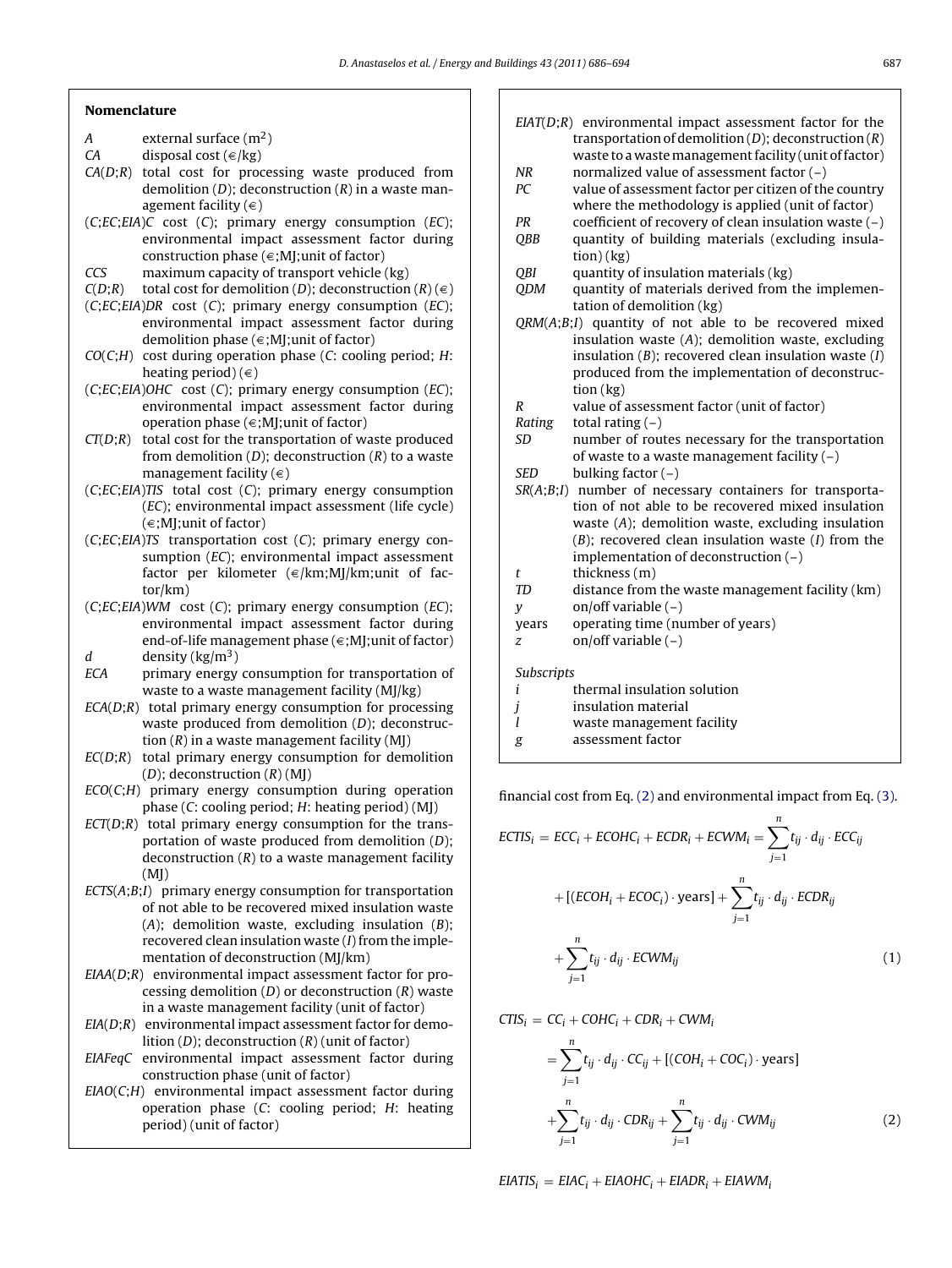## Nomenclature

| | |
|---|---|
| $A$ | external surface (m$^2$) |
| $CA$ | disposal cost (€/kg) |
| $CA(D;R)$ | total cost for processing waste produced from demolition ($D$); deconstruction ($R$) in a waste management facility (€) |
| $(C;EC;EIA)C$ | cost ($C$); primary energy consumption ($EC$); environmental impact assessment factor during construction phase (€;MJ;unit of factor) |
| $CCS$ | maximum capacity of transport vehicle (kg) |
| $C(D;R)$ | total cost for demolition ($D$); deconstruction ($R$) (€) |
| $(C;EC;EIA)DR$ | cost ($C$); primary energy consumption ($EC$); environmental impact assessment factor during demolition phase (€;MJ;unit of factor) |
| $CO(C;H)$ | cost during operation phase ($C$: cooling period; $H$: heating period) (€) |
| $(C;EC;EIA)OHC$ | cost ($C$); primary energy consumption ($EC$); environmental impact assessment factor during operation phase (€;MJ;unit of factor) |
| $CT(D;R)$ | total cost for the transportation of waste produced from demolition ($D$); deconstruction ($R$) to a waste management facility (€) |
| $(C;EC;EIA)TIS$ | total cost ($C$); primary energy consumption ($EC$); environmental impact assessment (life cycle) (€;MJ;unit of factor) |
| $(C;EC;EIA)TS$ | transportation cost ($C$); primary energy consumption ($EC$); environmental impact assessment factor per kilometer (€/km;MJ/km;unit of factor/km) |
| $(C;EC;EIA)WM$ | cost ($C$); primary energy consumption ($EC$); environmental impact assessment factor during end-of-life management phase (€;MJ;unit of factor) |
| $d$ | density (kg/m$^3$) |
| $ECA$ | primary energy consumption for transportation of waste to a waste management facility (MJ/kg) |
| $ECA(D;R)$ | total primary energy consumption for processing waste produced from demolition ($D$); deconstruction ($R$) in a waste management facility (MJ) |
| $EC(D;R)$ | total primary energy consumption for demolition ($D$); deconstruction ($R$) (MJ) |
| $ECO(C;H)$ | primary energy consumption during operation phase ($C$: cooling period; $H$: heating period) (MJ) |
| $ECT(D;R)$ | total primary energy consumption for the transportation of waste produced from demolition ($D$); deconstruction ($R$) to a waste management facility (MJ) |
| $ECTS(A;B;I)$ | primary energy consumption for transportation of not able to be recovered mixed insulation waste ($A$); demolition waste, excluding insulation ($B$); recovered clean insulation waste ($I$) from the implementation of deconstruction (MJ/km) |
| $EIAA(D;R)$ | environmental impact assessment factor for processing demolition ($D$) or deconstruction ($R$) waste in a waste management facility (unit of factor) |
| $EIA(D;R)$ | environmental impact assessment factor for demolition ($D$); deconstruction ($R$) (unit of factor) |
| $EIAFeqC$ | environmental impact assessment factor during construction phase (unit of factor) |
| $EIAO(C;H)$ | environmental impact assessment factor during operation phase ($C$: cooling period; $H$: heating period) (unit of factor) |
| $EIAT(D;R)$ | environmental impact assessment factor for the transportation of demolition ($D$); deconstruction ($R$) waste to a waste management facility (unit of factor) |
| $NR$ | normalized value of assessment factor (–) |
| $PC$ | value of assessment factor per citizen of the country where the methodology is applied (unit of factor) |
| $PR$ | coefficient of recovery of clean insulation waste (–) |
| $QBB$ | quantity of building materials (excluding insulation) (kg) |
| $QBI$ | quantity of insulation materials (kg) |
| $QDM$ | quantity of materials derived from the implementation of demolition (kg) |
| $QRM(A;B;I)$ | quantity of not able to be recovered mixed insulation waste ($A$); demolition waste, excluding insulation ($B$); recovered clean insulation waste ($I$) produced from the implementation of deconstruction (kg) |
| $R$ | value of assessment factor (unit of factor) |
| $Rating$ | total rating (–) |
| $SD$ | number of routes necessary for the transportation of waste to a waste management facility (–) |
| $SED$ | bulking factor (–) |
| $SR(A;B;I)$ | number of necessary containers for transportation of not able to be recovered mixed insulation waste ($A$); demolition waste, excluding insulation ($B$); recovered clean insulation waste ($I$) from the implementation of deconstruction (–) |
| $t$ | thickness (m) |
| $TD$ | distance from the waste management facility (km) |
| $y$ | on/off variable (–) |
| years | operating time (number of years) |
| $z$ | on/off variable (–) |

*Subscripts*

| | |
|---|---|
| $i$ | thermal insulation solution |
| $j$ | insulation material |
| $l$ | waste management facility |
| $g$ | assessment factor |

financial cost from Eq. (2) and environmental impact from Eq. (3).

$$ECTIS_i = ECC_i + ECOHC_i + ECDR_i + ECWM_i = \sum_{j=1}^{n} t_{ij} \cdot d_{ij} \cdot ECC_{ij} + [(ECOH_i + ECOC_i) \cdot \text{years}] + \sum_{j=1}^{n} t_{ij} \cdot d_{ij} \cdot ECDR_{ij} + \sum_{j=1}^{n} t_{ij} \cdot d_{ij} \cdot ECWM_{ij} \quad (1)$$

$$CTIS_i = CC_i + COHC_i + CDR_i + CWM_i = \sum_{j=1}^{n} t_{ij} \cdot d_{ij} \cdot CC_{ij} + [(COH_i + COC_i) \cdot \text{years}] + \sum_{j=1}^{n} t_{ij} \cdot d_{ij} \cdot CDR_{ij} + \sum_{j=1}^{n} t_{ij} \cdot d_{ij} \cdot CWM_{ij} \quad (2)$$

$$EIATIS_i = EIAC_i + EIAOHC_i + EIADR_i + EIAWM_i$$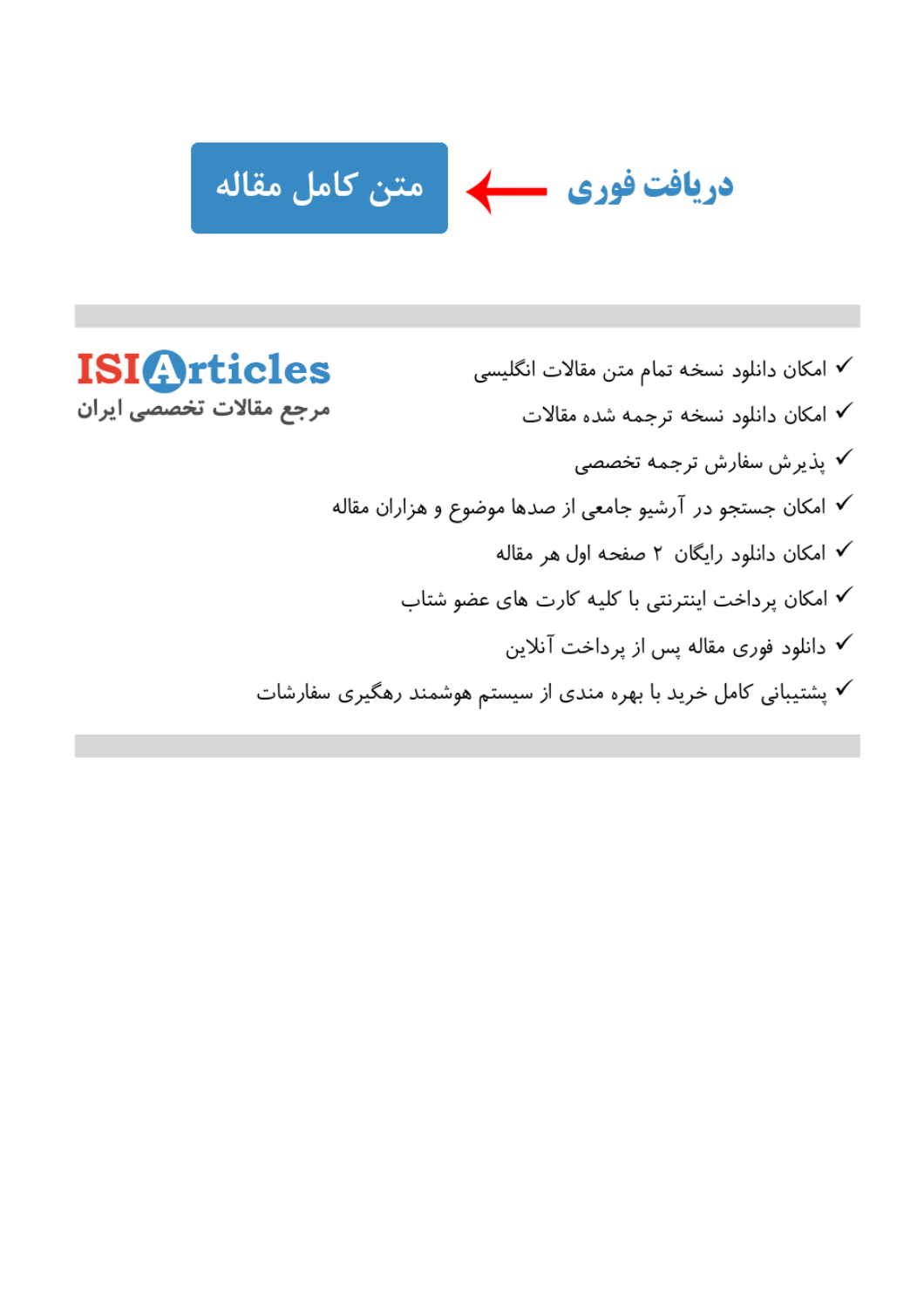دریافت فوری ← **متن کامل مقاله**

**ISIArticles**
مرجع مقالات تخصصی ایران

- ✓ امکان دانلود نسخه تمام متن مقالات انگلیسی
- ✓ امکان دانلود نسخه ترجمه شده مقالات
- ✓ پذیرش سفارش ترجمه تخصصی
- ✓ امکان جستجو در آرشیو جامعی از صدها موضوع و هزاران مقاله
- ✓ امکان دانلود رایگان ۲ صفحه اول هر مقاله
- ✓ امکان پرداخت اینترنتی با کلیه کارت های عضو شتاب
- ✓ دانلود فوری مقاله پس از پرداخت آنلاین
- ✓ پشتیبانی کامل خرید با بهره مندی از سیستم هوشمند رهگیری سفارشات